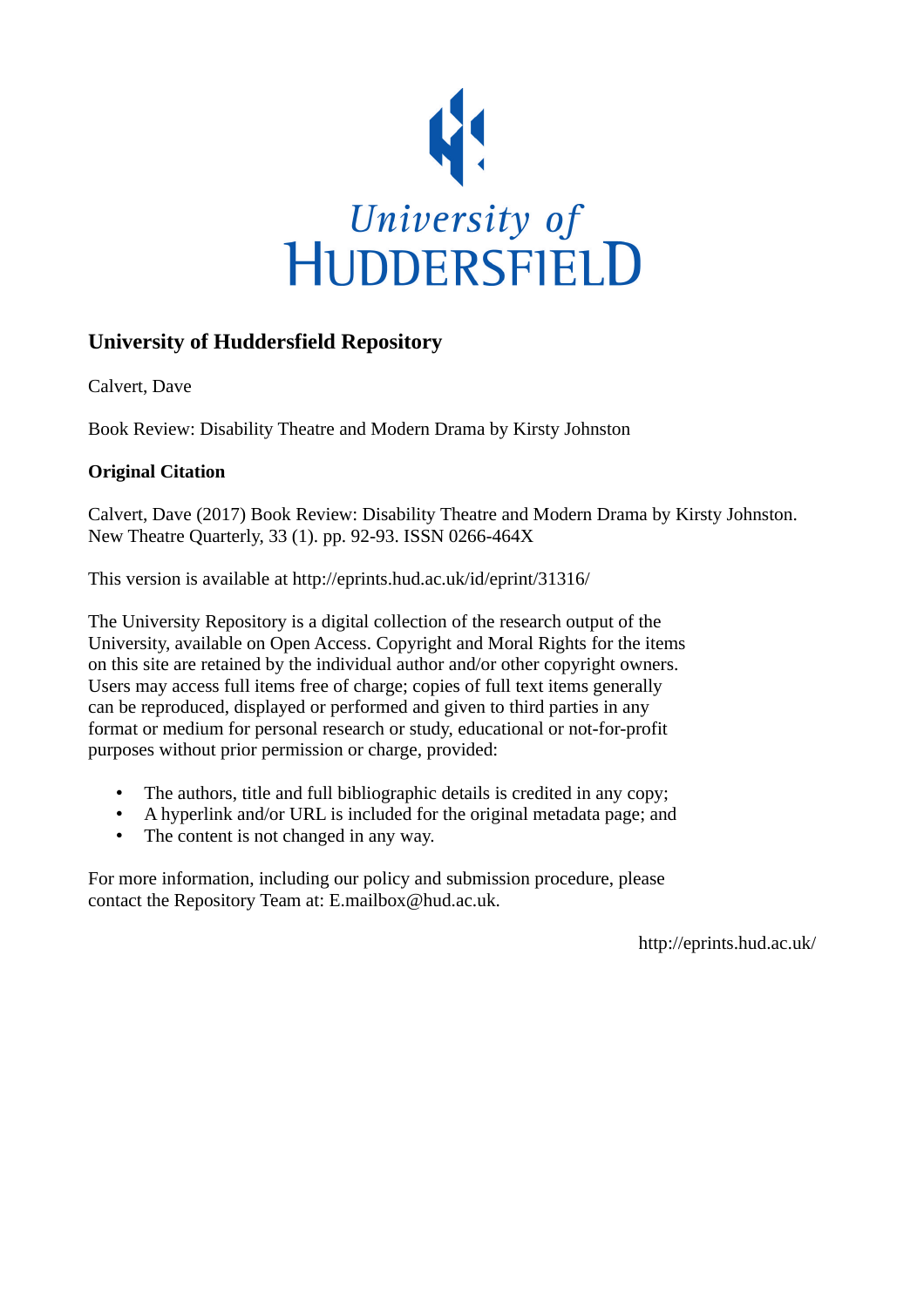University of HUDDERSFIELD

## University of Huddersfield Repository

Calvert, Dave

Book Review: Disability Theatre and Modern Drama by Kirsty Johnston

### Original Citation

Calvert, Dave (2017) Book Review: Disability Theatre and Modern Drama by Kirsty Johnston. New Theatre Quarterly, 33 (1). pp. 92-93. ISSN 0266-464X

This version is available at http://eprints.hud.ac.uk/id/eprint/31316/

The University Repository is a digital collection of the research output of the University, available on Open Access. Copyright and Moral Rights for the items on this site are retained by the individual author and/or other copyright owners. Users may access full items free of charge; copies of full text items generally can be reproduced, displayed or performed and given to third parties in any format or medium for personal research or study, educational or not-for-profit purposes without prior permission or charge, provided:

- The authors, title and full bibliographic details is credited in any copy;
- A hyperlink and/or URL is included for the original metadata page; and
- The content is not changed in any way.

For more information, including our policy and submission procedure, please contact the Repository Team at: E.mailbox@hud.ac.uk.

http://eprints.hud.ac.uk/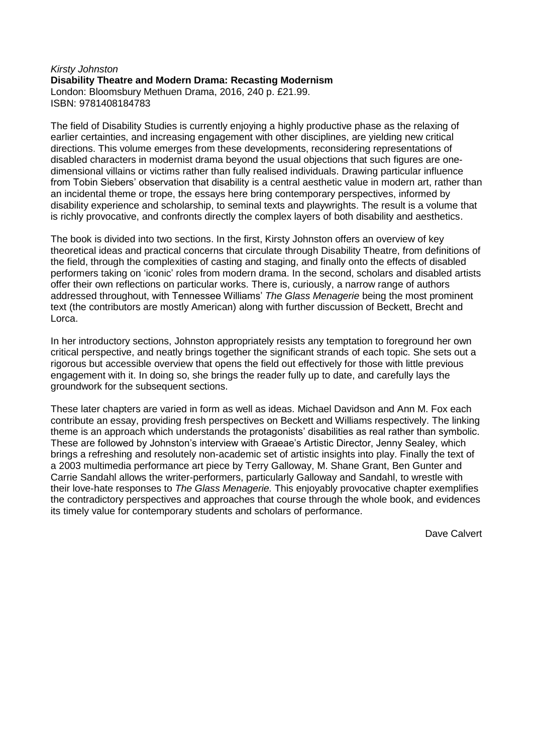*Kirsty Johnston*
**Disability Theatre and Modern Drama: Recasting Modernism**
London: Bloomsbury Methuen Drama, 2016, 240 p. £21.99.
ISBN: 9781408184783

The field of Disability Studies is currently enjoying a highly productive phase as the relaxing of earlier certainties, and increasing engagement with other disciplines, are yielding new critical directions. This volume emerges from these developments, reconsidering representations of disabled characters in modernist drama beyond the usual objections that such figures are one-dimensional villains or victims rather than fully realised individuals. Drawing particular influence from Tobin Siebers' observation that disability is a central aesthetic value in modern art, rather than an incidental theme or trope, the essays here bring contemporary perspectives, informed by disability experience and scholarship, to seminal texts and playwrights. The result is a volume that is richly provocative, and confronts directly the complex layers of both disability and aesthetics.

The book is divided into two sections. In the first, Kirsty Johnston offers an overview of key theoretical ideas and practical concerns that circulate through Disability Theatre, from definitions of the field, through the complexities of casting and staging, and finally onto the effects of disabled performers taking on 'iconic' roles from modern drama. In the second, scholars and disabled artists offer their own reflections on particular works. There is, curiously, a narrow range of authors addressed throughout, with Tennessee Williams' *The Glass Menagerie* being the most prominent text (the contributors are mostly American) along with further discussion of Beckett, Brecht and Lorca.

In her introductory sections, Johnston appropriately resists any temptation to foreground her own critical perspective, and neatly brings together the significant strands of each topic. She sets out a rigorous but accessible overview that opens the field out effectively for those with little previous engagement with it. In doing so, she brings the reader fully up to date, and carefully lays the groundwork for the subsequent sections.

These later chapters are varied in form as well as ideas. Michael Davidson and Ann M. Fox each contribute an essay, providing fresh perspectives on Beckett and Williams respectively. The linking theme is an approach which understands the protagonists' disabilities as real rather than symbolic. These are followed by Johnston's interview with Graeae's Artistic Director, Jenny Sealey, which brings a refreshing and resolutely non-academic set of artistic insights into play. Finally the text of a 2003 multimedia performance art piece by Terry Galloway, M. Shane Grant, Ben Gunter and Carrie Sandahl allows the writer-performers, particularly Galloway and Sandahl, to wrestle with their love-hate responses to *The Glass Menagerie.* This enjoyably provocative chapter exemplifies the contradictory perspectives and approaches that course through the whole book, and evidences its timely value for contemporary students and scholars of performance.

Dave Calvert